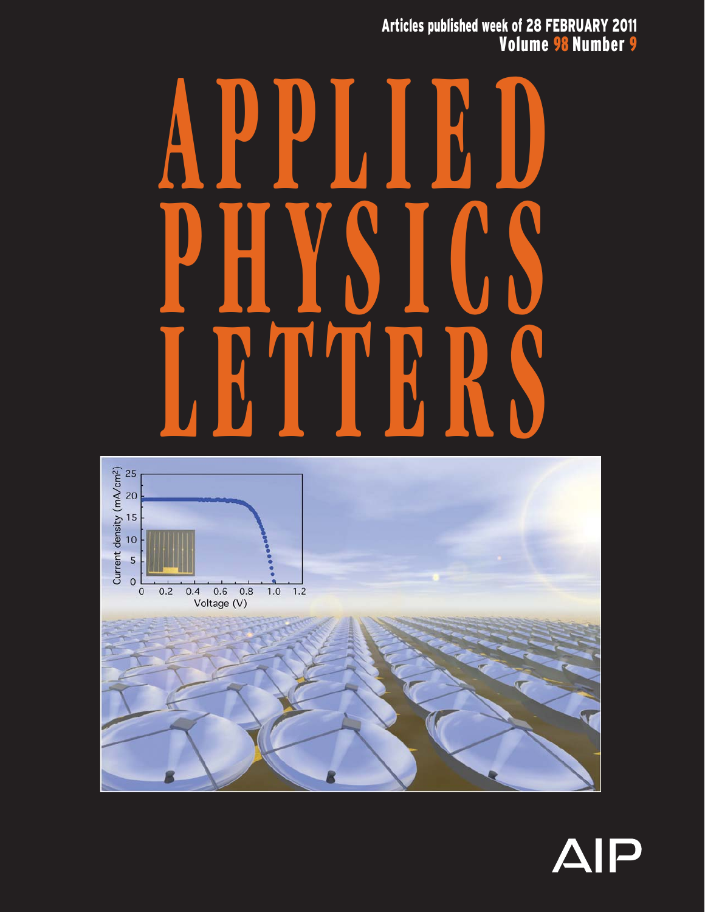Articles published week of 28 FEBRUARY 2011
Volume 98 Number 9

# APPLIED PHYSICS LETTERS

AIP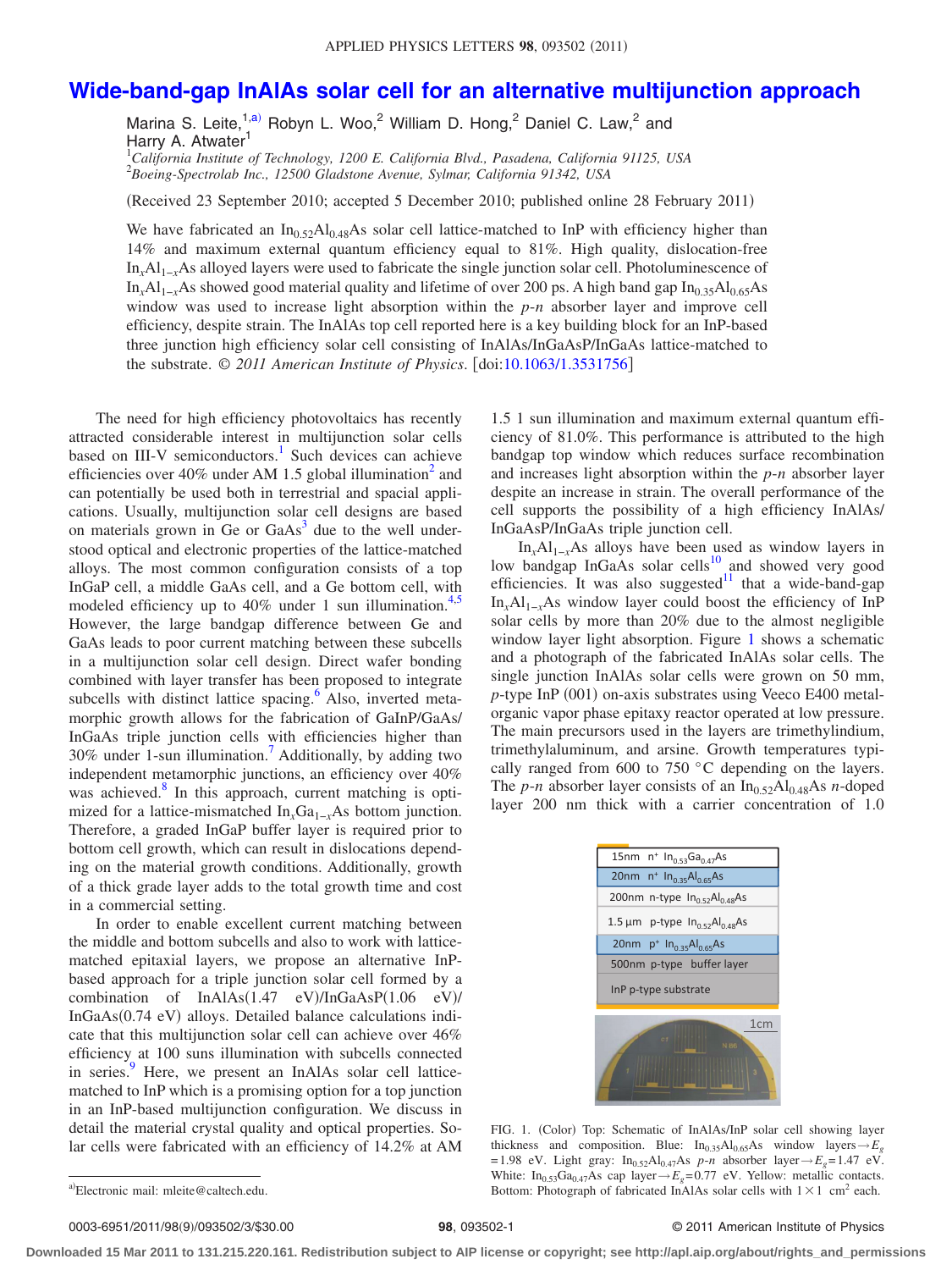# Wide-band-gap InAlAs solar cell for an alternative multijunction approach

Marina S. Leite,[1,a)] Robyn L. Woo,[2] William D. Hong,[2] Daniel C. Law,[2] and Harry A. Atwater[1]

[1]*California Institute of Technology, 1200 E. California Blvd., Pasadena, California 91125, USA*
[2]*Boeing-Spectrolab Inc., 12500 Gladstone Avenue, Sylmar, California 91342, USA*

(Received 23 September 2010; accepted 5 December 2010; published online 28 February 2011)

We have fabricated an $In_{0.52}Al_{0.48}As$ solar cell lattice-matched to InP with efficiency higher than 14% and maximum external quantum efficiency equal to 81%. High quality, dislocation-free $In_xAl_{1-x}As$ alloyed layers were used to fabricate the single junction solar cell. Photoluminescence of $In_xAl_{1-x}As$ showed good material quality and lifetime of over 200 ps. A high band gap $In_{0.35}Al_{0.65}As$ window was used to increase light absorption within the *p-n* absorber layer and improve cell efficiency, despite strain. The InAlAs top cell reported here is a key building block for an InP-based three junction high efficiency solar cell consisting of InAlAs/InGaAsP/InGaAs lattice-matched to the substrate. © *2011 American Institute of Physics*. [doi:10.1063/1.3531756]

The need for high efficiency photovoltaics has recently attracted considerable interest in multijunction solar cells based on III-V semiconductors.[1] Such devices can achieve efficiencies over 40% under AM 1.5 global illumination[2] and can potentially be used both in terrestrial and spatial applications. Usually, multijunction solar cell designs are based on materials grown in Ge or GaAs[3] due to the well understood optical and electronic properties of the lattice-matched alloys. The most common configuration consists of a top InGaP cell, a middle GaAs cell, and a Ge bottom cell, with modeled efficiency up to 40% under 1 sun illumination.[4,5] However, the large bandgap difference between Ge and GaAs leads to poor current matching between these subcells in a multijunction solar cell design. Direct wafer bonding combined with layer transfer has been proposed to integrate subcells with distinct lattice spacing.[6] Also, inverted metamorphic growth allows for the fabrication of GaInP/GaAs/InGaAs triple junction cells with efficiencies higher than 30% under 1-sun illumination.[7] Additionally, by adding two independent metamorphic junctions, an efficiency over 40% was achieved.[8] In this approach, current matching is optimized for a lattice-mismatched $In_xGa_{1-x}As$ bottom junction. Therefore, a graded InGaP buffer layer is required prior to bottom cell growth, which can result in dislocations depending on the material growth conditions. Additionally, growth of a thick grade layer adds to the total growth time and cost in a commercial setting.

In order to enable excellent current matching between the middle and bottom subcells and also to work with lattice-matched epitaxial layers, we propose an alternative InP-based approach for a triple junction solar cell formed by a combination of InAlAs(1.47 eV)/InGaAsP(1.06 eV)/InGaAs(0.74 eV) alloys. Detailed balance calculations indicate that this multijunction solar cell can achieve over 46% efficiency at 100 suns illumination with subcells connected in series.[9] Here, we present an InAlAs solar cell lattice-matched to InP which is a promising option for a top junction in an InP-based multijunction configuration. We discuss in detail the material crystal quality and optical properties. Solar cells were fabricated with an efficiency of 14.2% at AM 1.5 1 sun illumination and maximum external quantum efficiency of 81.0%. This performance is attributed to the high bandgap top window which reduces surface recombination and increases light absorption within the *p-n* absorber layer despite an increase in strain. The overall performance of the cell supports the possibility of a high efficiency InAlAs/InGaAsP/InGaAs triple junction cell.

$In_xAl_{1-x}As$ alloys have been used as window layers in low bandgap InGaAs solar cells[10] and showed very good efficiencies. It was also suggested[11] that a wide-band-gap $In_xAl_{1-x}As$ window layer could boost the efficiency of InP solar cells by more than 20% due to the almost negligible window layer light absorption. Figure 1 shows a schematic and a photograph of the fabricated InAlAs solar cells. The single junction InAlAs solar cells were grown on 50 mm, *p*-type InP (001) on-axis substrates using Veeco E400 metal-organic vapor phase epitaxy reactor operated at low pressure. The main precursors used in the layers are trimethylindium, trimethylaluminum, and arsine. Growth temperatures typically ranged from 600 to 750 °C depending on the layers. The *p-n* absorber layer consists of an $In_{0.52}Al_{0.48}As$ *n*-doped layer 200 nm thick with a carrier concentration of 1.0

| |
|---|
| 15nm n⁺ $In_{0.53}Ga_{0.47}As$ |
| 20nm n⁺ $In_{0.35}Al_{0.65}As$ |
| 200nm n-type $In_{0.52}Al_{0.48}As$ |
| 1.5 μm p-type $In_{0.52}Al_{0.48}As$ |
| 20nm p⁺ $In_{0.35}Al_{0.65}As$ |
| 500nm p-type buffer layer |
| InP p-type substrate |

FIG. 1. (Color) Top: Schematic of InAlAs/InP solar cell showing layer thickness and composition. Blue: $In_{0.35}Al_{0.65}As$ window layers → $E_g$ = 1.98 eV. Light gray: $In_{0.52}Al_{0.47}As$ *p-n* absorber layer → $E_g$ = 1.47 eV. White: $In_{0.53}Ga_{0.47}As$ cap layer → $E_g$ = 0.77 eV. Yellow: metallic contacts. Bottom: Photograph of fabricated InAlAs solar cells with 1 × 1 cm² each.

a)Electronic mail: mleite@caltech.edu.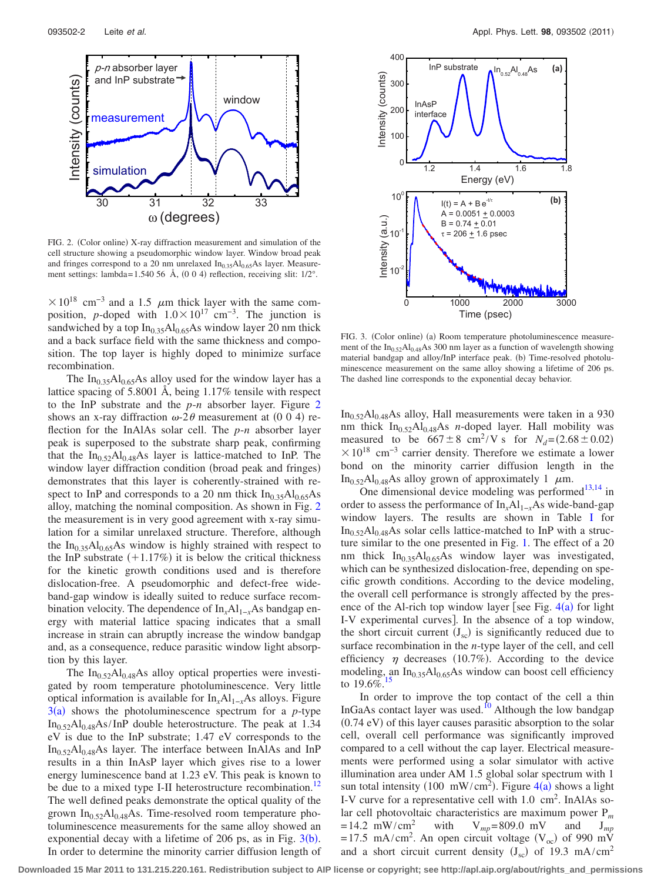FIG. 2. (Color online) X-ray diffraction measurement and simulation of the cell structure showing a pseudomorphic window layer. Window broad peak and fringes correspond to a 20 nm unrelaxed $In_{0.35}Al_{0.65}As$ layer. Measurement settings: lambda=1.540 56 Å, (0 0 4) reflection, receiving slit: 1/2°.

$\times 10^{18}$ cm$^{-3}$ and a 1.5 $\mu$m thick layer with the same composition, *p*-doped with $1.0\times 10^{17}$ cm$^{-3}$. The junction is sandwiched by a top $In_{0.35}Al_{0.65}As$ window layer 20 nm thick and a back surface field with the same thickness and composition. The top layer is highly doped to minimize surface recombination.

The $In_{0.35}Al_{0.65}As$ alloy used for the window layer has a lattice spacing of 5.8001 Å, being 1.17% tensile with respect to the InP substrate and the *p*-*n* absorber layer. Figure 2 shows an x-ray diffraction $\omega$-$2\theta$ measurement at (0 0 4) reflection for the InAlAs solar cell. The *p*-*n* absorber layer peak is superposed to the substrate sharp peak, confirming that the $In_{0.52}Al_{0.48}As$ layer is lattice-matched to InP. The window layer diffraction condition (broad peak and fringes) demonstrates that this layer is coherently-strained with respect to InP and corresponds to a 20 nm thick $In_{0.35}Al_{0.65}As$ alloy, matching the nominal composition. As shown in Fig. 2 the measurement is in very good agreement with x-ray simulation for a similar unrelaxed structure. Therefore, although the $In_{0.35}Al_{0.65}As$ window is highly strained with respect to the InP substrate (+1.17%) it is below the critical thickness for the kinetic growth conditions used and is therefore dislocation-free. A pseudomorphic and defect-free wide-band-gap window is ideally suited to reduce surface recombination velocity. The dependence of $In_xAl_{1-x}As$ bandgap energy with material lattice spacing indicates that a small increase in strain can abruptly increase the window bandgap and, as a consequence, reduce parasitic window light absorption by this layer.

The $In_{0.52}Al_{0.48}As$ alloy optical properties were investigated by room temperature photoluminescence. Very little optical information is available for $In_xAl_{1-x}As$ alloys. Figure 3(a) shows the photoluminescence spectrum for a *p*-type $In_{0.52}Al_{0.48}As$/InP double heterostructure. The peak at 1.34 eV is due to the InP substrate; 1.47 eV corresponds to the $In_{0.52}Al_{0.48}As$ layer. The interface between InAlAs and InP results in a thin InAsP layer which gives rise to a lower energy luminescence band at 1.23 eV. This peak is known to be due to a mixed type I-II heterostructure recombination.[12] The well defined peaks demonstrate the optical quality of the grown $In_{0.52}Al_{0.48}As$. Time-resolved room temperature photoluminescence measurements for the same alloy showed an exponential decay with a lifetime of 206 ps, as in Fig. 3(b). In order to determine the minority carrier diffusion length of

FIG. 3. (Color online) (a) Room temperature photoluminescence measurement of the $In_{0.52}Al_{0.48}As$ 300 nm layer as a function of wavelength showing material bandgap and alloy/InP interface peak. (b) Time-resolved photoluminescence measurement on the same alloy showing a lifetime of 206 ps. The dashed line corresponds to the exponential decay behavior.

$In_{0.52}Al_{0.48}As$ alloy, Hall measurements were taken in a 930 nm thick $In_{0.52}Al_{0.48}As$ *n*-doped layer. Hall mobility was measured to be $667\pm 8$ cm$^2$/V s for $N_d=(2.68\pm 0.02)\times 10^{18}$ cm$^{-3}$ carrier density. Therefore we estimate a lower bond on the minority carrier diffusion length in the $In_{0.52}Al_{0.48}As$ alloy grown of approximately 1 $\mu$m.

One dimensional device modeling was performed[13,14] in order to assess the performance of $In_xAl_{1-x}As$ wide-band-gap window layers. The results are shown in Table I for $In_{0.52}Al_{0.48}As$ solar cells lattice-matched to InP with a structure similar to the one presented in Fig. 1. The effect of a 20 nm thick $In_{0.35}Al_{0.65}As$ window layer was investigated, which can be synthesized dislocation-free, depending on specific growth conditions. According to the device modeling, the overall cell performance is strongly affected by the presence of the Al-rich top window layer [see Fig. 4(a) for light I-V experimental curves]. In the absence of a top window, the short circuit current ($J_{sc}$) is significantly reduced due to surface recombination in the *n*-type layer of the cell, and cell efficiency $\eta$ decreases (10.7%). According to the device modeling, an $In_{0.35}Al_{0.65}As$ window can boost cell efficiency to 19.6%.[15]

In order to improve the top contact of the cell a thin InGaAs contact layer was used.[10] Although the low bandgap (0.74 eV) of this layer causes parasitic absorption to the solar cell, overall cell performance was significantly improved compared to a cell without the cap layer. Electrical measurements were performed using a solar simulator with active illumination area under AM 1.5 global solar spectrum with 1 sun total intensity (100 mW/cm$^2$). Figure 4(a) shows a light I-V curve for a representative cell with 1.0 cm$^2$. InAlAs solar cell photovoltaic characteristics are maximum power $P_m$ =14.2 mW/cm$^2$ with $V_{mp}$=809.0 mV and $J_{mp}$ =17.5 mA/cm$^2$. An open circuit voltage ($V_{oc}$) of 990 mV and a short circuit current density ($J_{sc}$) of 19.3 mA/cm$^2$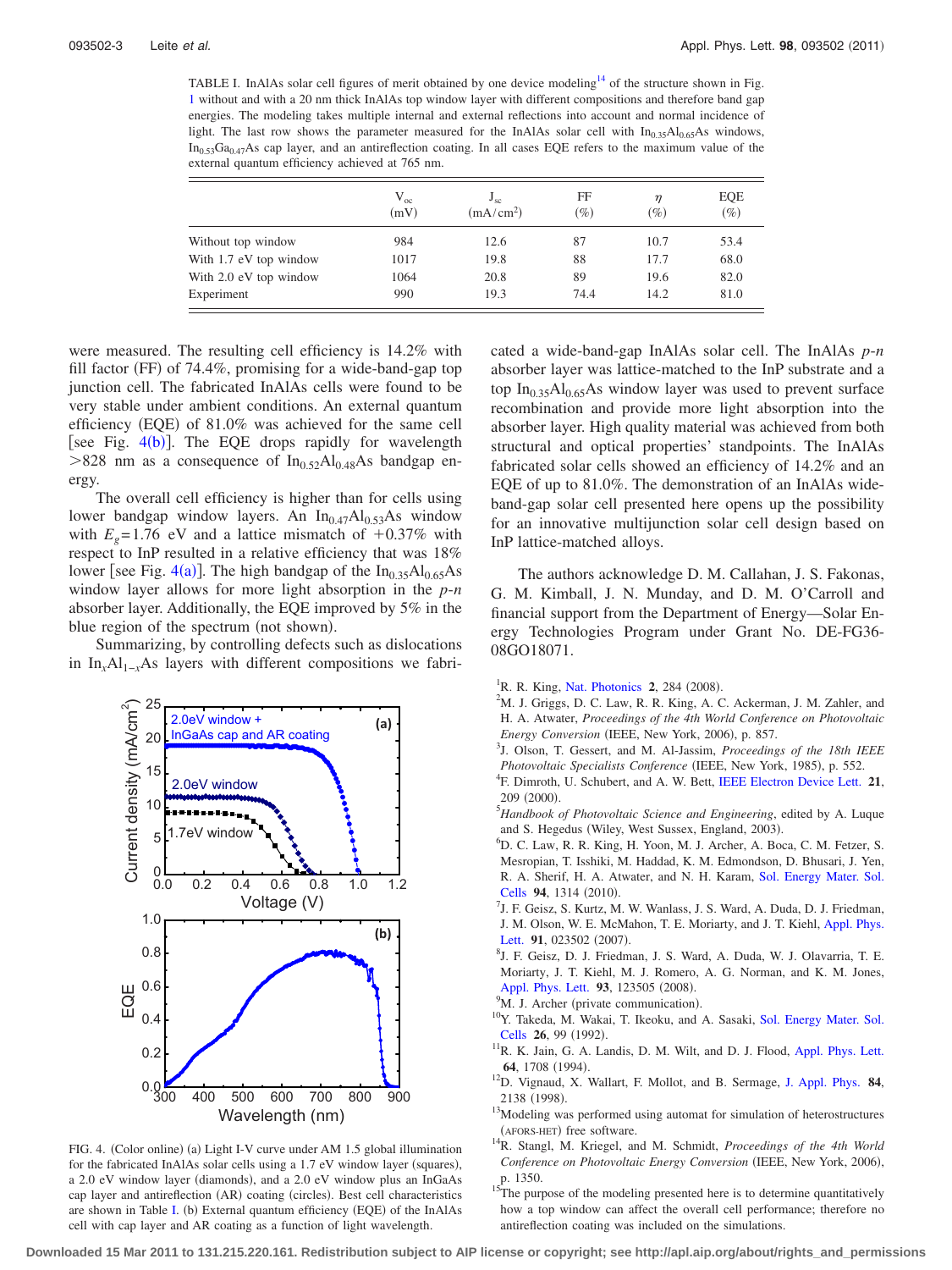TABLE I. InAlAs solar cell figures of merit obtained by one device modeling[14] of the structure shown in Fig. 1 without and with a 20 nm thick InAlAs top window layer with different compositions and therefore band gap energies. The modeling takes multiple internal and external reflections into account and normal incidence of light. The last row shows the parameter measured for the InAlAs solar cell with $In_{0.35}Al_{0.65}As$ windows, $In_{0.53}Ga_{0.47}As$ cap layer, and an antireflection coating. In all cases EQE refers to the maximum value of the external quantum efficiency achieved at 765 nm.

| | $V_{oc}$ (mV) | $J_{sc}$ (mA/cm$^2$) | FF (%) | $\eta$ (%) | EQE (%) |
|---|---|---|---|---|---|
| Without top window | 984 | 12.6 | 87 | 10.7 | 53.4 |
| With 1.7 eV top window | 1017 | 19.8 | 88 | 17.7 | 68.0 |
| With 2.0 eV top window | 1064 | 20.8 | 89 | 19.6 | 82.0 |
| Experiment | 990 | 19.3 | 74.4 | 14.2 | 81.0 |

were measured. The resulting cell efficiency is 14.2% with fill factor (FF) of 74.4%, promising for a wide-band-gap top junction cell. The fabricated InAlAs cells were found to be very stable under ambient conditions. An external quantum efficiency (EQE) of 81.0% was achieved for the same cell [see Fig. 4(b)]. The EQE drops rapidly for wavelength >828 nm as a consequence of $In_{0.52}Al_{0.48}As$ bandgap energy.

The overall cell efficiency is higher than for cells using lower bandgap window layers. An $In_{0.47}Al_{0.53}As$ window with $E_g$=1.76 eV and a lattice mismatch of +0.37% with respect to InP resulted in a relative efficiency that was 18% lower [see Fig. 4(a)]. The high bandgap of the $In_{0.35}Al_{0.65}As$ window layer allows for more light absorption in the *p-n* absorber layer. Additionally, the EQE improved by 5% in the blue region of the spectrum (not shown).

Summarizing, by controlling defects such as dislocations in $In_xAl_{1-x}As$ layers with different compositions we fabricated a wide-band-gap InAlAs solar cell. The InAlAs *p-n* absorber layer was lattice-matched to the InP substrate and a top $In_{0.35}Al_{0.65}As$ window layer was used to prevent surface recombination and provide more light absorption into the absorber layer. High quality material was achieved from both structural and optical properties' standpoints. The InAlAs fabricated solar cells showed an efficiency of 14.2% and an EQE of up to 81.0%. The demonstration of an InAlAs wide-band-gap solar cell presented here opens up the possibility for an innovative multijunction solar cell design based on InP lattice-matched alloys.

The authors acknowledge D. M. Callahan, J. S. Fakonas, G. M. Kimball, J. N. Munday, and D. M. O'Carroll and financial support from the Department of Energy—Solar Energy Technologies Program under Grant No. DE-FG36-08GO18071.

(a)
2.0eV window +
InGaAs cap and AR coating
2.0eV window
1.7eV window
Current density (mA/cm$^2$)
Voltage (V)

(b)
EQE
Wavelength (nm)

FIG. 4. (Color online) (a) Light I-V curve under AM 1.5 global illumination for the fabricated InAlAs solar cells using a 1.7 eV window layer (squares), a 2.0 eV window layer (diamonds), and a 2.0 eV window plus an InGaAs cap layer and antireflection (AR) coating (circles). Best cell characteristics are shown in Table I. (b) External quantum efficiency (EQE) of the InAlAs cell with cap layer and AR coating as a function of light wavelength.

[1] R. R. King, Nat. Photonics **2**, 284 (2008).
[2] M. J. Griggs, D. C. Law, R. R. King, A. C. Ackerman, J. M. Zahler, and H. A. Atwater, *Proceedings of the 4th World Conference on Photovoltaic Energy Conversion* (IEEE, New York, 2006), p. 857.
[3] J. Olson, T. Gessert, and M. Al-Jassim, *Proceedings of the 18th IEEE Photovoltaic Specialists Conference* (IEEE, New York, 1985), p. 552.
[4] F. Dimroth, U. Schubert, and A. W. Bett, IEEE Electron Device Lett. **21**, 209 (2000).
[5] *Handbook of Photovoltaic Science and Engineering*, edited by A. Luque and S. Hegedus (Wiley, West Sussex, England, 2003).
[6] D. C. Law, R. R. King, H. Yoon, M. J. Archer, A. Boca, C. M. Fetzer, S. Mesropian, T. Isshiki, M. Haddad, K. M. Edmondson, D. Bhusari, J. Yen, R. A. Sherif, H. A. Atwater, and N. H. Karam, Sol. Energy Mater. Sol. Cells **94**, 1314 (2010).
[7] J. F. Geisz, S. Kurtz, M. W. Wanlass, J. S. Ward, A. Duda, D. J. Friedman, J. M. Olson, W. E. McMahon, T. E. Moriarty, and J. T. Kiehl, Appl. Phys. Lett. **91**, 023502 (2007).
[8] J. F. Geisz, D. J. Friedman, J. S. Ward, A. Duda, W. J. Olavarria, T. E. Moriarty, J. T. Kiehl, M. J. Romero, A. G. Norman, and K. M. Jones, Appl. Phys. Lett. **93**, 123505 (2008).
[9] M. J. Archer (private communication).
[10] Y. Takeda, M. Wakai, T. Ikeoku, and A. Sasaki, Sol. Energy Mater. Sol. Cells **26**, 99 (1992).
[11] R. K. Jain, G. A. Landis, M. Wilt, and D. J. Flood, Appl. Phys. Lett. **64**, 1708 (1994).
[12] D. Vignaud, X. Wallart, F. Mollot, and B. Sermage, J. Appl. Phys. **84**, 2138 (1998).
[13] Modeling was performed using automat for simulation of heterostructures (AFORS-HET) free software.
[14] R. Stangl, M. Kriegel, and M. Schmidt, *Proceedings of the 4th World Conference on Photovoltaic Energy Conversion* (IEEE, New York, 2006), p. 1350.
[15] The purpose of the modeling presented here is to determine quantitatively how a top window can affect the overall cell performance; therefore no antireflection coating was included on the simulations.